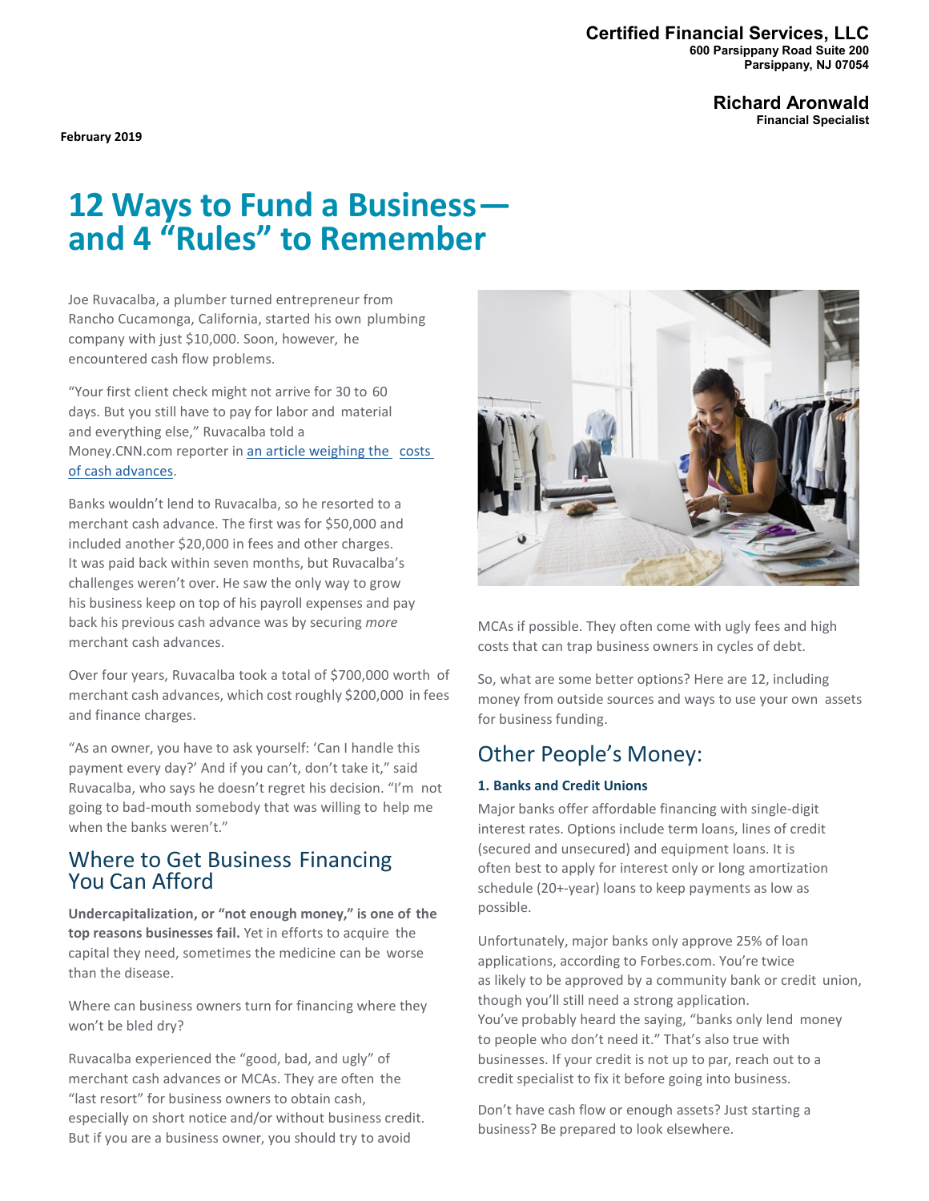**Certified Financial Services, LLC**
**600 Parsippany Road Suite 200**
**Parsippany, NJ 07054**

**Richard Aronwald**
**Financial Specialist**

**February 2019**

# 12 Ways to Fund a Business—and 4 "Rules" to Remember

Joe Ruvacalba, a plumber turned entrepreneur from Rancho Cucamonga, California, started his own plumbing company with just $10,000. Soon, however, he encountered cash flow problems.

"Your first client check might not arrive for 30 to 60 days. But you still have to pay for labor and material and everything else," Ruvacalba told a Money.CNN.com reporter in [an article weighing the costs of cash advances](#).

Banks wouldn't lend to Ruvacalba, so he resorted to a merchant cash advance. The first was for $50,000 and included another $20,000 in fees and other charges. It was paid back within seven months, but Ruvacalba's challenges weren't over. He saw the only way to grow his business keep on top of his payroll expenses and pay back his previous cash advance was by securing *more* merchant cash advances.

Over four years, Ruvacalba took a total of $700,000 worth of merchant cash advances, which cost roughly $200,000 in fees and finance charges.

"As an owner, you have to ask yourself: 'Can I handle this payment every day?' And if you can't, don't take it," said Ruvacalba, who says he doesn't regret his decision. "I'm not going to bad-mouth somebody that was willing to help me when the banks weren't."

## Where to Get Business Financing You Can Afford

**Undercapitalization, or "not enough money," is one of the top reasons businesses fail.** Yet in efforts to acquire the capital they need, sometimes the medicine can be worse than the disease.

Where can business owners turn for financing where they won't be bled dry?

Ruvacalba experienced the "good, bad, and ugly" of merchant cash advances or MCAs. They are often the "last resort" for business owners to obtain cash, especially on short notice and/or without business credit. But if you are a business owner, you should try to avoid MCAs if possible. They often come with ugly fees and high costs that can trap business owners in cycles of debt.

So, what are some better options? Here are 12, including money from outside sources and ways to use your own assets for business funding.

## Other People's Money:

### 1. Banks and Credit Unions

Major banks offer affordable financing with single-digit interest rates. Options include term loans, lines of credit (secured and unsecured) and equipment loans. It is often best to apply for interest only or long amortization schedule (20+-year) loans to keep payments as low as possible.

Unfortunately, major banks only approve 25% of loan applications, according to Forbes.com. You're twice as likely to be approved by a community bank or credit union, though you'll still need a strong application. You've probably heard the saying, "banks only lend money to people who don't need it." That's also true with businesses. If your credit is not up to par, reach out to a credit specialist to fix it before going into business.

Don't have cash flow or enough assets? Just starting a business? Be prepared to look elsewhere.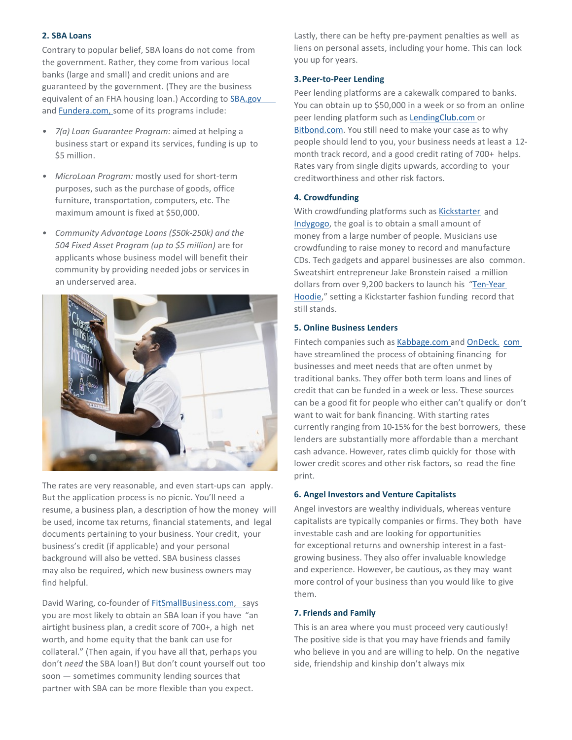**2. SBA Loans**

Contrary to popular belief, SBA loans do not come from the government. Rather, they come from various local banks (large and small) and credit unions and are guaranteed by the government. (They are the business equivalent of an FHA housing loan.) According to SBA.gov and Fundera.com, some of its programs include:

- *7(a) Loan Guarantee Program:* aimed at helping a business start or expand its services, funding is up to $5 million.
- *MicroLoan Program:* mostly used for short-term purposes, such as the purchase of goods, office furniture, transportation, computers, etc. The maximum amount is fixed at $50,000.
- *Community Advantage Loans ($50k-250k) and the 504 Fixed Asset Program (up to $5 million)* are for applicants whose business model will benefit their community by providing needed jobs or services in an underserved area.

The rates are very reasonable, and even start-ups can apply. But the application process is no picnic. You'll need a resume, a business plan, a description of how the money will be used, income tax returns, financial statements, and legal documents pertaining to your business. Your credit, your business's credit (if applicable) and your personal background will also be vetted. SBA business classes may also be required, which new business owners may find helpful.

David Waring, co-founder of FitSmallBusiness.com, says you are most likely to obtain an SBA loan if you have "an airtight business plan, a credit score of 700+, a high net worth, and home equity that the bank can use for collateral." (Then again, if you have all that, perhaps you don't *need* the SBA loan!) But don't count yourself out too soon — sometimes community lending sources that partner with SBA can be more flexible than you expect.

Lastly, there can be hefty pre-payment penalties as well as liens on personal assets, including your home. This can lock you up for years.

**3. Peer-to-Peer Lending**

Peer lending platforms are a cakewalk compared to banks. You can obtain up to $50,000 in a week or so from an online peer lending platform such as LendingClub.com or Bitbond.com. You still need to make your case as to why people should lend to you, your business needs at least a 12-month track record, and a good credit rating of 700+ helps. Rates vary from single digits upwards, according to your creditworthiness and other risk factors.

**4. Crowdfunding**

With crowdfunding platforms such as Kickstarter and Indygogo, the goal is to obtain a small amount of money from a large number of people. Musicians use crowdfunding to raise money to record and manufacture CDs. Tech gadgets and apparel businesses are also common. Sweatshirt entrepreneur Jake Bronstein raised a million dollars from over 9,200 backers to launch his "Ten-Year Hoodie," setting a Kickstarter fashion funding record that still stands.

**5. Online Business Lenders**

Fintech companies such as Kabbage.com and OnDeck.com have streamlined the process of obtaining financing for businesses and meet needs that are often unmet by traditional banks. They offer both term loans and lines of credit that can be funded in a week or less. These sources can be a good fit for people who either can't qualify or don't want to wait for bank financing. With starting rates currently ranging from 10-15% for the best borrowers, these lenders are substantially more affordable than a merchant cash advance. However, rates climb quickly for those with lower credit scores and other risk factors, so read the fine print.

**6. Angel Investors and Venture Capitalists**

Angel investors are wealthy individuals, whereas venture capitalists are typically companies or firms. They both have investable cash and are looking for opportunities for exceptional returns and ownership interest in a fast-growing business. They also offer invaluable knowledge and experience. However, be cautious, as they may want more control of your business than you would like to give them.

**7. Friends and Family**

This is an area where you must proceed very cautiously! The positive side is that you may have friends and family who believe in you and are willing to help. On the negative side, friendship and kinship don't always mix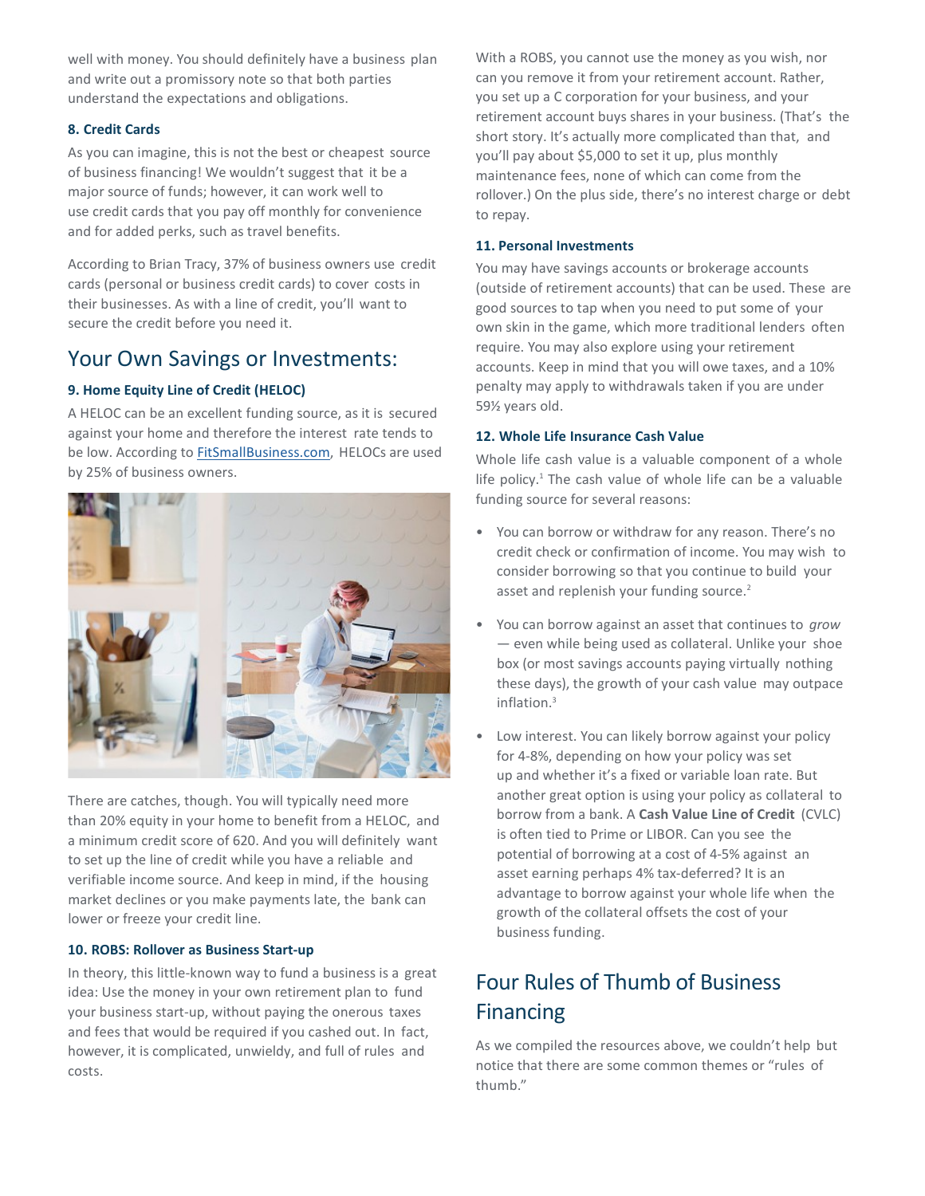well with money. You should definitely have a business plan and write out a promissory note so that both parties understand the expectations and obligations.

#### 8. Credit Cards

As you can imagine, this is not the best or cheapest source of business financing! We wouldn't suggest that it be a major source of funds; however, it can work well to use credit cards that you pay off monthly for convenience and for added perks, such as travel benefits.

According to Brian Tracy, 37% of business owners use credit cards (personal or business credit cards) to cover costs in their businesses. As with a line of credit, you'll want to secure the credit before you need it.

## Your Own Savings or Investments:

#### 9. Home Equity Line of Credit (HELOC)

A HELOC can be an excellent funding source, as it is secured against your home and therefore the interest rate tends to be low. According to FitSmallBusiness.com, HELOCs are used by 25% of business owners.

There are catches, though. You will typically need more than 20% equity in your home to benefit from a HELOC, and a minimum credit score of 620. And you will definitely want to set up the line of credit while you have a reliable and verifiable income source. And keep in mind, if the housing market declines or you make payments late, the bank can lower or freeze your credit line.

#### 10. ROBS: Rollover as Business Start-up

In theory, this little-known way to fund a business is a great idea: Use the money in your own retirement plan to fund your business start-up, without paying the onerous taxes and fees that would be required if you cashed out. In fact, however, it is complicated, unwieldy, and full of rules and costs.

With a ROBS, you cannot use the money as you wish, nor can you remove it from your retirement account. Rather, you set up a C corporation for your business, and your retirement account buys shares in your business. (That's the short story. It's actually more complicated than that, and you'll pay about $5,000 to set it up, plus monthly maintenance fees, none of which can come from the rollover.) On the plus side, there's no interest charge or debt to repay.

#### 11. Personal Investments

You may have savings accounts or brokerage accounts (outside of retirement accounts) that can be used. These are good sources to tap when you need to put some of your own skin in the game, which more traditional lenders often require. You may also explore using your retirement accounts. Keep in mind that you will owe taxes, and a 10% penalty may apply to withdrawals taken if you are under 59½ years old.

#### 12. Whole Life Insurance Cash Value

Whole life cash value is a valuable component of a whole life policy.[1] The cash value of whole life can be a valuable funding source for several reasons:

- You can borrow or withdraw for any reason. There's no credit check or confirmation of income. You may wish to consider borrowing so that you continue to build your asset and replenish your funding source.[2]
- You can borrow against an asset that continues to *grow* — even while being used as collateral. Unlike your shoe box (or most savings accounts paying virtually nothing these days), the growth of your cash value may outpace inflation.[3]
- Low interest. You can likely borrow against your policy for 4-8%, depending on how your policy was set up and whether it's a fixed or variable loan rate. But another great option is using your policy as collateral to borrow from a bank. A **Cash Value Line of Credit** (CVLC) is often tied to Prime or LIBOR. Can you see the potential of borrowing at a cost of 4-5% against an asset earning perhaps 4% tax-deferred? It is an advantage to borrow against your whole life when the growth of the collateral offsets the cost of your business funding.

## Four Rules of Thumb of Business Financing

As we compiled the resources above, we couldn't help but notice that there are some common themes or "rules of thumb."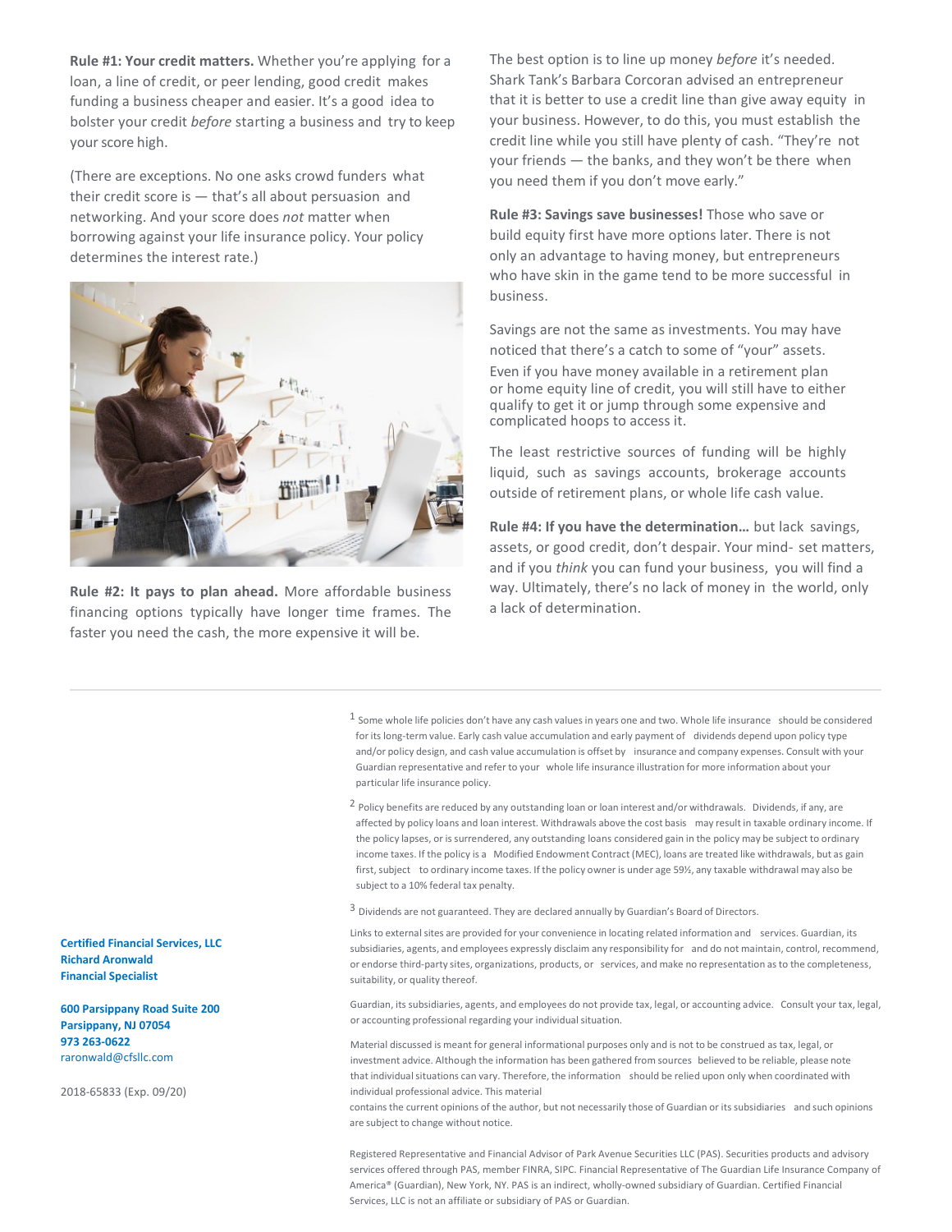**Rule #1: Your credit matters.** Whether you're applying for a loan, a line of credit, or peer lending, good credit makes funding a business cheaper and easier. It's a good idea to bolster your credit *before* starting a business and try to keep your score high.

(There are exceptions. No one asks crowd funders what their credit score is — that's all about persuasion and networking. And your score does *not* matter when borrowing against your life insurance policy. Your policy determines the interest rate.)

**Rule #2: It pays to plan ahead.** More affordable business financing options typically have longer time frames. The faster you need the cash, the more expensive it will be.

The best option is to line up money *before* it's needed. Shark Tank's Barbara Corcoran advised an entrepreneur that it is better to use a credit line than give away equity in your business. However, to do this, you must establish the credit line while you still have plenty of cash. "They're not your friends — the banks, and they won't be there when you need them if you don't move early."

**Rule #3: Savings save businesses!** Those who save or build equity first have more options later. There is not only an advantage to having money, but entrepreneurs who have skin in the game tend to be more successful in business.

Savings are not the same as investments. You may have noticed that there's a catch to some of "your" assets. Even if you have money available in a retirement plan or home equity line of credit, you will still have to either qualify to get it or jump through some expensive and complicated hoops to access it.

The least restrictive sources of funding will be highly liquid, such as savings accounts, brokerage accounts outside of retirement plans, or whole life cash value.

**Rule #4: If you have the determination…** but lack savings, assets, or good credit, don't despair. Your mind- set matters, and if you *think* you can fund your business, you will find a way. Ultimately, there's no lack of money in the world, only a lack of determination.

---

[1] Some whole life policies don't have any cash values in years one and two. Whole life insurance should be considered for its long-term value. Early cash value accumulation and early payment of dividends depend upon policy type and/or policy design, and cash value accumulation is offset by insurance and company expenses. Consult with your Guardian representative and refer to your whole life insurance illustration for more information about your particular life insurance policy.

[2] Policy benefits are reduced by any outstanding loan or loan interest and/or withdrawals. Dividends, if any, are affected by policy loans and loan interest. Withdrawals above the cost basis may result in taxable ordinary income. If the policy lapses, or is surrendered, any outstanding loans considered gain in the policy may be subject to ordinary income taxes. If the policy is a Modified Endowment Contract (MEC), loans are treated like withdrawals, but as gain first, subject to ordinary income taxes. If the policy owner is under age 59½, any taxable withdrawal may also be subject to a 10% federal tax penalty.

[3] Dividends are not guaranteed. They are declared annually by Guardian's Board of Directors.

Links to external sites are provided for your convenience in locating related information and services. Guardian, its subsidiaries, agents, and employees expressly disclaim any responsibility for and do not maintain, control, recommend, or endorse third-party sites, organizations, products, or services, and make no representation as to the completeness, suitability, or quality thereof.

Guardian, its subsidiaries, agents, and employees do not provide tax, legal, or accounting advice. Consult your tax, legal, or accounting professional regarding your individual situation.

Material discussed is meant for general informational purposes only and is not to be construed as tax, legal, or investment advice. Although the information has been gathered from sources believed to be reliable, please note that individual situations can vary. Therefore, the information should be relied upon only when coordinated with individual professional advice. This material contains the current opinions of the author, but not necessarily those of Guardian or its subsidiaries and such opinions are subject to change without notice.

Registered Representative and Financial Advisor of Park Avenue Securities LLC (PAS). Securities products and advisory services offered through PAS, member FINRA, SIPC. Financial Representative of The Guardian Life Insurance Company of America® (Guardian), New York, NY. PAS is an indirect, wholly-owned subsidiary of Guardian. Certified Financial Services, LLC is not an affiliate or subsidiary of PAS or Guardian.

**Certified Financial Services, LLC**
**Richard Aronwald**
**Financial Specialist**

**600 Parsippany Road Suite 200**
**Parsippany, NJ 07054**
**973 263-0622**
raronwald@cfsllc.com

2018-65833 (Exp. 09/20)